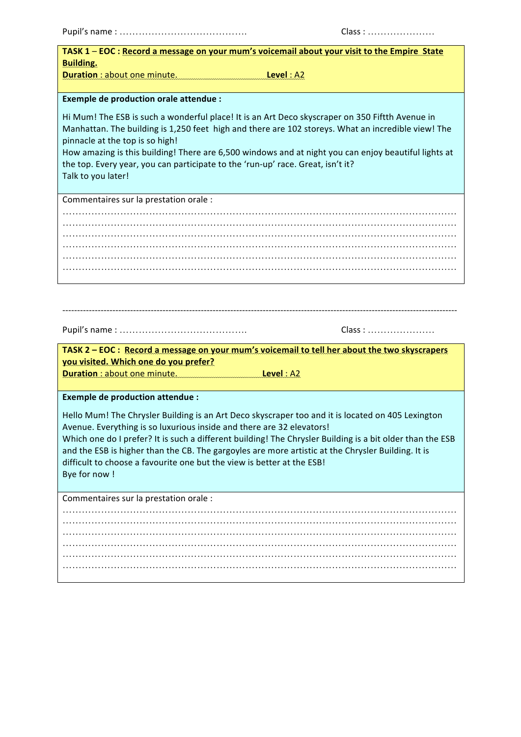Pupil's name : ……………………………….. Class : …………………

**TASK 1 – EOC : Record a message on your mum's voicemail about your visit to the Empire State Building.**
**Duration** : about one minute. **Level** : A2

**Exemple de production orale attendue :**

Hi Mum! The ESB is such a wonderful place! It is an Art Deco skyscraper on 350 Fiftth Avenue in Manhattan. The building is 1,250 feet high and there are 102 storeys. What an incredible view! The pinnacle at the top is so high!
How amazing is this building! There are 6,500 windows and at night you can enjoy beautiful lights at the top. Every year, you can participate to the 'run-up' race. Great, isn't it?
Talk to you later!

Commentaires sur la prestation orale :
……………………………………………………………………………………………………………
……………………………………………………………………………………………………………
……………………………………………………………………………………………………………
……………………………………………………………………………………………………………
……………………………………………………………………………………………………………
……………………………………………………………………………………………………………

---

Pupil's name : ……………………………….. Class : …………………

**TASK 2 – EOC : Record a message on your mum's voicemail to tell her about the two skyscrapers you visited. Which one do you prefer?**
**Duration** : about one minute. **Level** : A2

**Exemple de production attendue :**

Hello Mum! The Chrysler Building is an Art Deco skyscraper too and it is located on 405 Lexington Avenue. Everything is so luxurious inside and there are 32 elevators!
Which one do I prefer? It is such a different building! The Chrysler Building is a bit older than the ESB and the ESB is higher than the CB. The gargoyles are more artistic at the Chrysler Building. It is difficult to choose a favourite one but the view is better at the ESB!
Bye for now !

Commentaires sur la prestation orale :
……………………………………………………………………………………………………………
……………………………………………………………………………………………………………
……………………………………………………………………………………………………………
……………………………………………………………………………………………………………
……………………………………………………………………………………………………………
……………………………………………………………………………………………………………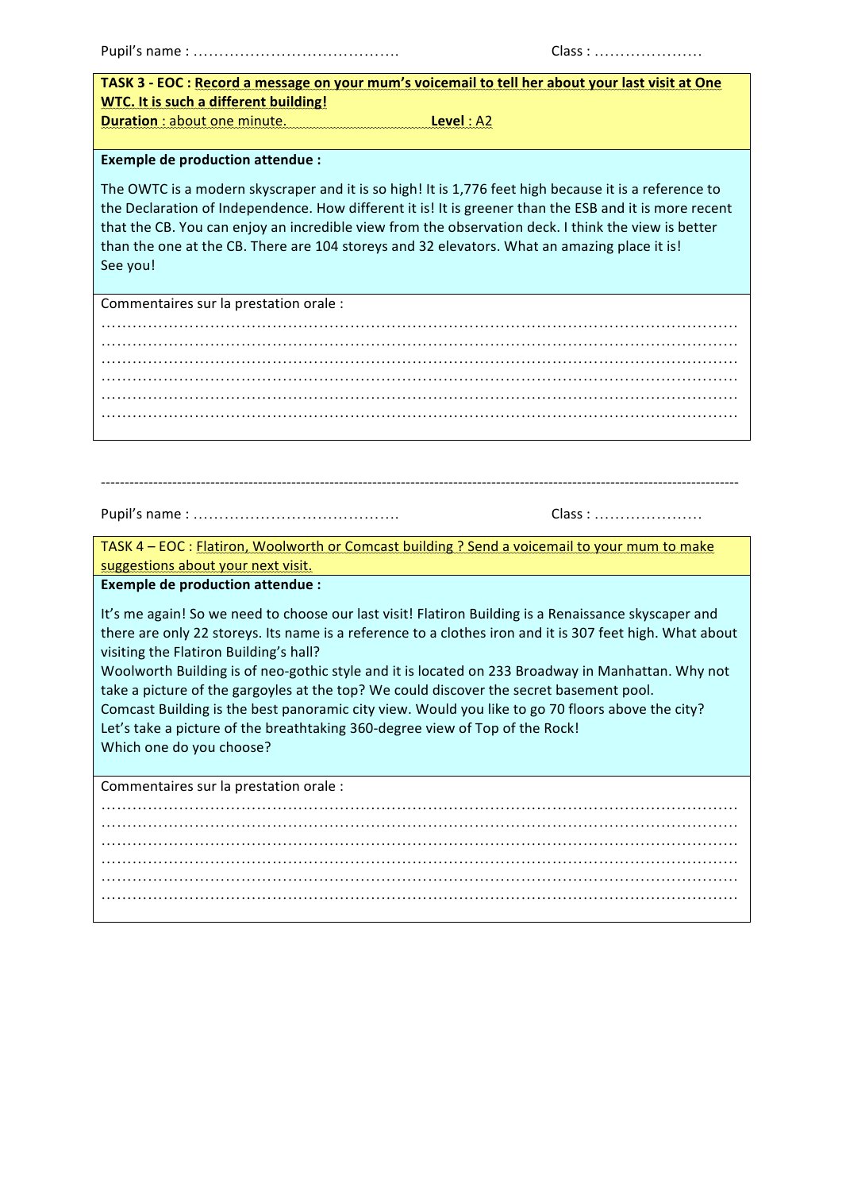Pupil's name : …………………………………. Class : …………………

**TASK 3 - EOC : Record a message on your mum's voicemail to tell her about your last visit at One WTC. It is such a different building!**

**Duration** : about one minute. **Level** : A2

**Exemple de production attendue :**

The OWTC is a modern skyscraper and it is so high! It is 1,776 feet high because it is a reference to the Declaration of Independence. How different it is! It is greener than the ESB and it is more recent that the CB. You can enjoy an incredible view from the observation deck. I think the view is better than the one at the CB. There are 104 storeys and 32 elevators. What an amazing place it is!
See you!

Commentaires sur la prestation orale :

……………………………………………………………………………………………………………
……………………………………………………………………………………………………………
……………………………………………………………………………………………………………
……………………………………………………………………………………………………………
……………………………………………………………………………………………………………
……………………………………………………………………………………………………………

---

Pupil's name : …………………………………. Class : …………………

TASK 4 – EOC : Flatiron, Woolworth or Comcast building ? Send a voicemail to your mum to make suggestions about your next visit.

**Exemple de production attendue :**

It's me again! So we need to choose our last visit! Flatiron Building is a Renaissance skyscraper and there are only 22 storeys. Its name is a reference to a clothes iron and it is 307 feet high. What about visiting the Flatiron Building's hall?
Woolworth Building is of neo-gothic style and it is located on 233 Broadway in Manhattan. Why not take a picture of the gargoyles at the top? We could discover the secret basement pool.
Comcast Building is the best panoramic city view. Would you like to go 70 floors above the city?
Let's take a picture of the breathtaking 360-degree view of Top of the Rock!
Which one do you choose?

Commentaires sur la prestation orale :

……………………………………………………………………………………………………………
……………………………………………………………………………………………………………
……………………………………………………………………………………………………………
……………………………………………………………………………………………………………
……………………………………………………………………………………………………………
……………………………………………………………………………………………………………